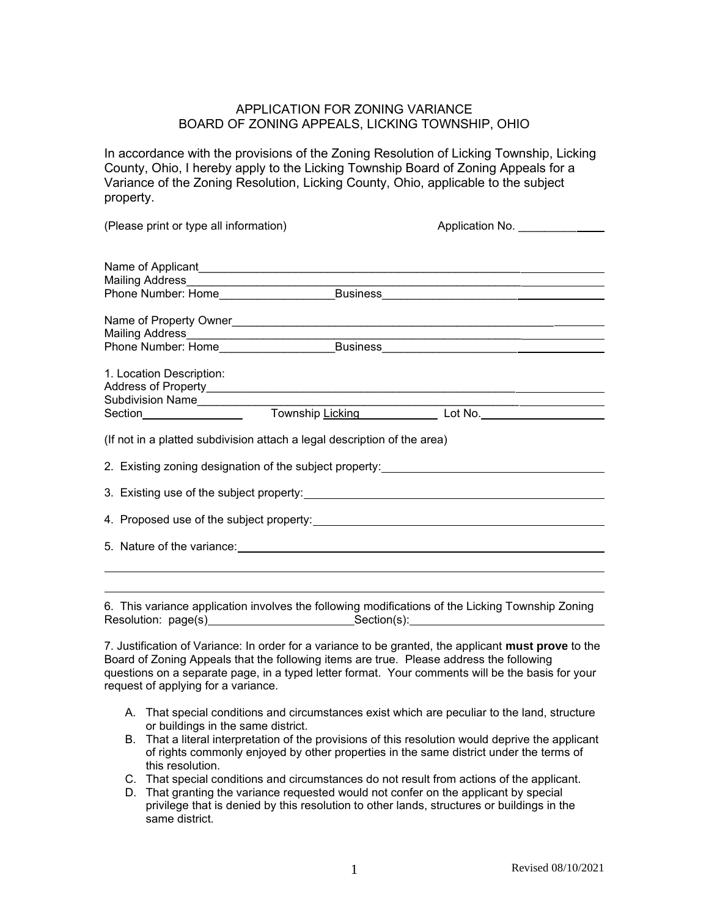# APPLICATION FOR ZONING VARIANCE
## BOARD OF ZONING APPEALS, LICKING TOWNSHIP, OHIO

In accordance with the provisions of the Zoning Resolution of Licking Township, Licking County, Ohio, I hereby apply to the Licking Township Board of Zoning Appeals for a Variance of the Zoning Resolution, Licking County, Ohio, applicable to the subject property.

(Please print or type all information) Application No. ______________

Name of Applicant________________________________________________________________
Mailing Address__________________________________________________________________
Phone Number: Home__________________Business_________________________________

Name of Property Owner___________________________________________________________
Mailing Address__________________________________________________________________
Phone Number: Home__________________Business_________________________________

1. Location Description:
Address of Property_______________________________________________________________
Subdivision Name________________________________________________________________
Section________________ Township Licking____________ Lot No.___________________

(If not in a platted subdivision attach a legal description of the area)

2. Existing zoning designation of the subject property:___________________________________

3. Existing use of the subject property:_______________________________________________

4. Proposed use of the subject property:______________________________________________

5. Nature of the variance:___________________________________________________________

________________________________________________________________________________

________________________________________________________________________________

6. This variance application involves the following modifications of the Licking Township Zoning Resolution: page(s)______________________Section(s):______________________________

7. Justification of Variance: In order for a variance to be granted, the applicant **must prove** to the Board of Zoning Appeals that the following items are true. Please address the following questions on a separate page, in a typed letter format. Your comments will be the basis for your request of applying for a variance.

A. That special conditions and circumstances exist which are peculiar to the land, structure or buildings in the same district.
B. That a literal interpretation of the provisions of this resolution would deprive the applicant of rights commonly enjoyed by other properties in the same district under the terms of this resolution.
C. That special conditions and circumstances do not result from actions of the applicant.
D. That granting the variance requested would not confer on the applicant by special privilege that is denied by this resolution to other lands, structures or buildings in the same district.

Revised 08/10/2021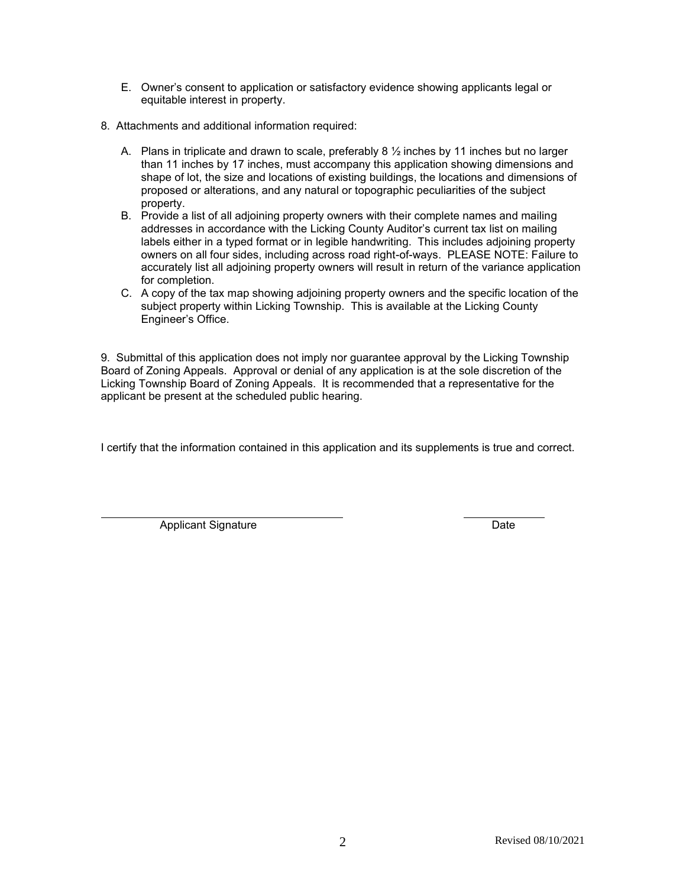E. Owner's consent to application or satisfactory evidence showing applicants legal or equitable interest in property.

8. Attachments and additional information required:

   A. Plans in triplicate and drawn to scale, preferably 8 ½ inches by 11 inches but no larger than 11 inches by 17 inches, must accompany this application showing dimensions and shape of lot, the size and locations of existing buildings, the locations and dimensions of proposed or alterations, and any natural or topographic peculiarities of the subject property.
   B. Provide a list of all adjoining property owners with their complete names and mailing addresses in accordance with the Licking County Auditor's current tax list on mailing labels either in a typed format or in legible handwriting. This includes adjoining property owners on all four sides, including across road right-of-ways. PLEASE NOTE: Failure to accurately list all adjoining property owners will result in return of the variance application for completion.
   C. A copy of the tax map showing adjoining property owners and the specific location of the subject property within Licking Township. This is available at the Licking County Engineer's Office.

9. Submittal of this application does not imply nor guarantee approval by the Licking Township Board of Zoning Appeals. Approval or denial of any application is at the sole discretion of the Licking Township Board of Zoning Appeals. It is recommended that a representative for the applicant be present at the scheduled public hearing.

I certify that the information contained in this application and its supplements is true and correct.

\_\_\_\_\_\_\_\_\_\_\_\_\_\_\_\_\_\_\_\_\_\_\_\_\_\_\_\_\_\_\_\_\_\_\_\_ \_\_\_\_\_\_\_\_\_\_\_\_\_\_

Applicant Signature Date

Revised 08/10/2021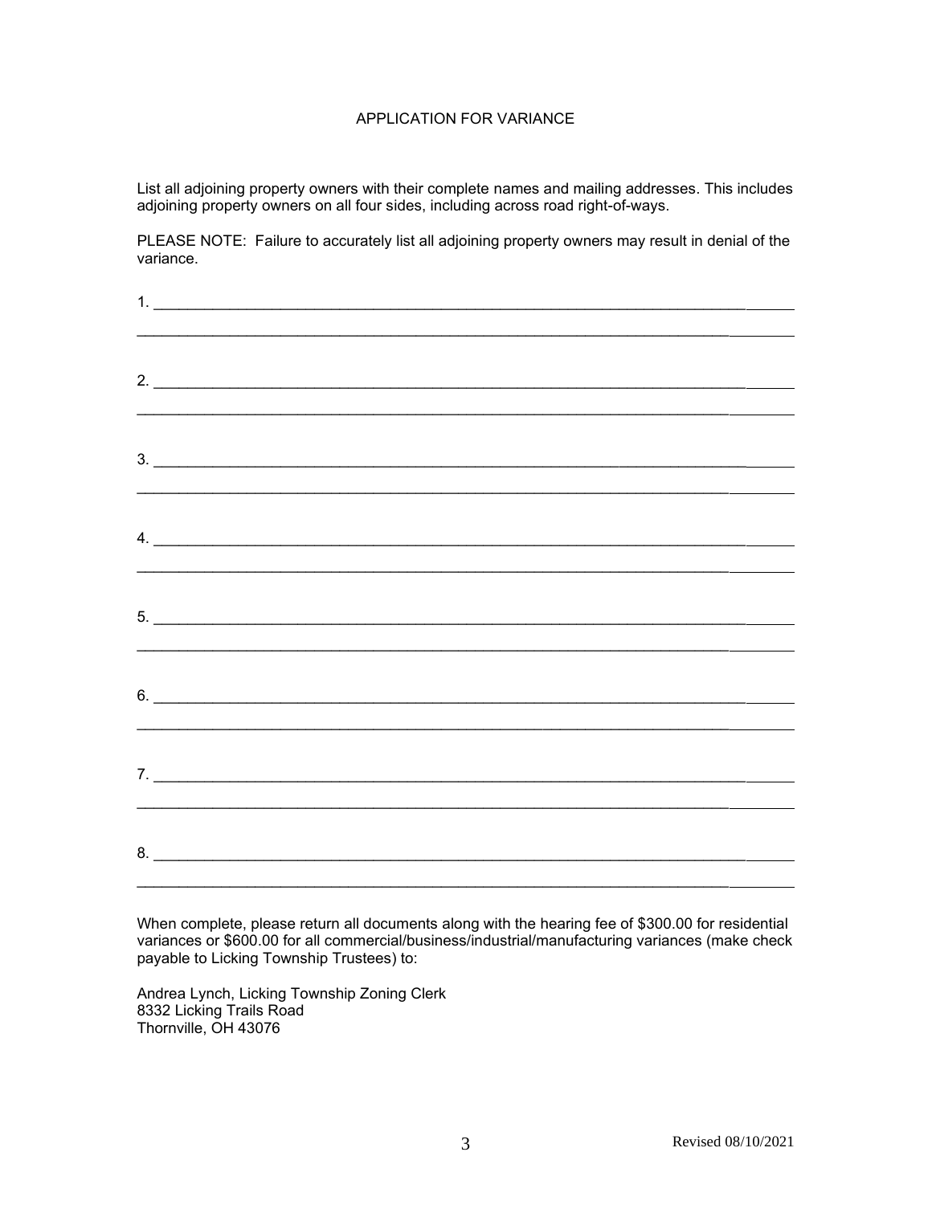# APPLICATION FOR VARIANCE

List all adjoining property owners with their complete names and mailing addresses. This includes adjoining property owners on all four sides, including across road right-of-ways.

PLEASE NOTE: Failure to accurately list all adjoining property owners may result in denial of the variance.

1. ______________________________________________________________________________

______________________________________________________________________________

2. ______________________________________________________________________________

______________________________________________________________________________

3. ______________________________________________________________________________

______________________________________________________________________________

4. ______________________________________________________________________________

______________________________________________________________________________

5. ______________________________________________________________________________

______________________________________________________________________________

6. ______________________________________________________________________________

______________________________________________________________________________

7. ______________________________________________________________________________

______________________________________________________________________________

8. ______________________________________________________________________________

______________________________________________________________________________

When complete, please return all documents along with the hearing fee of $300.00 for residential variances or $600.00 for all commercial/business/industrial/manufacturing variances (make check payable to Licking Township Trustees) to:

Andrea Lynch, Licking Township Zoning Clerk
8332 Licking Trails Road
Thornville, OH 43076

Revised 08/10/2021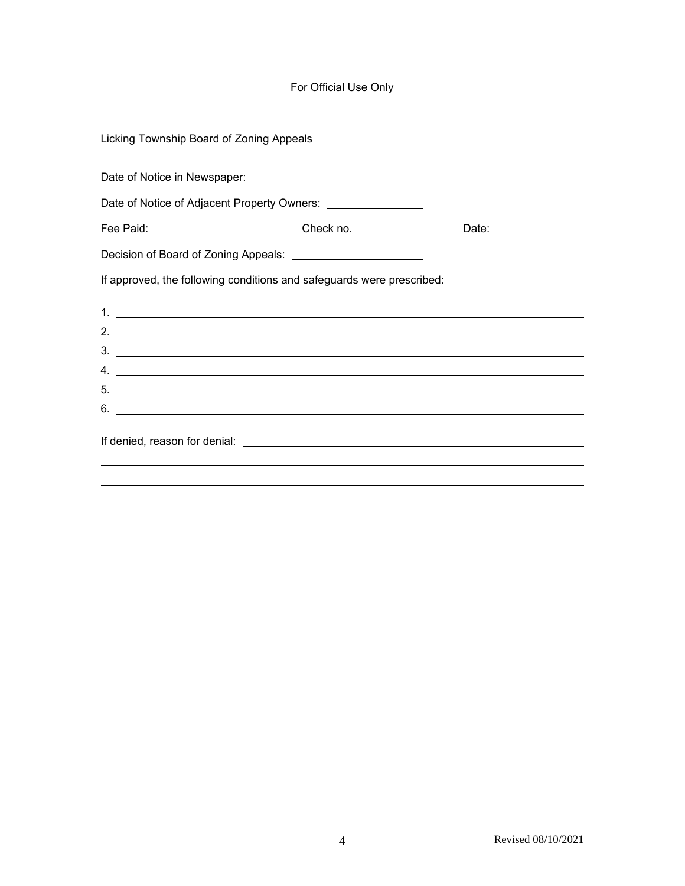For Official Use Only

Licking Township Board of Zoning Appeals

Date of Notice in Newspaper: ____________________________

Date of Notice of Adjacent Property Owners: ________________

Fee Paid: __________________ Check no.____________ Date: _______________

Decision of Board of Zoning Appeals: ______________________

If approved, the following conditions and safeguards were prescribed:

1. ____________________________________________________________________________
2. ____________________________________________________________________________
3. ____________________________________________________________________________
4. ____________________________________________________________________________
5. ____________________________________________________________________________
6. ____________________________________________________________________________

If denied, reason for denial: ______________________________________________________

_________________________________________________________________________________

_________________________________________________________________________________

_________________________________________________________________________________

Revised 08/10/2021